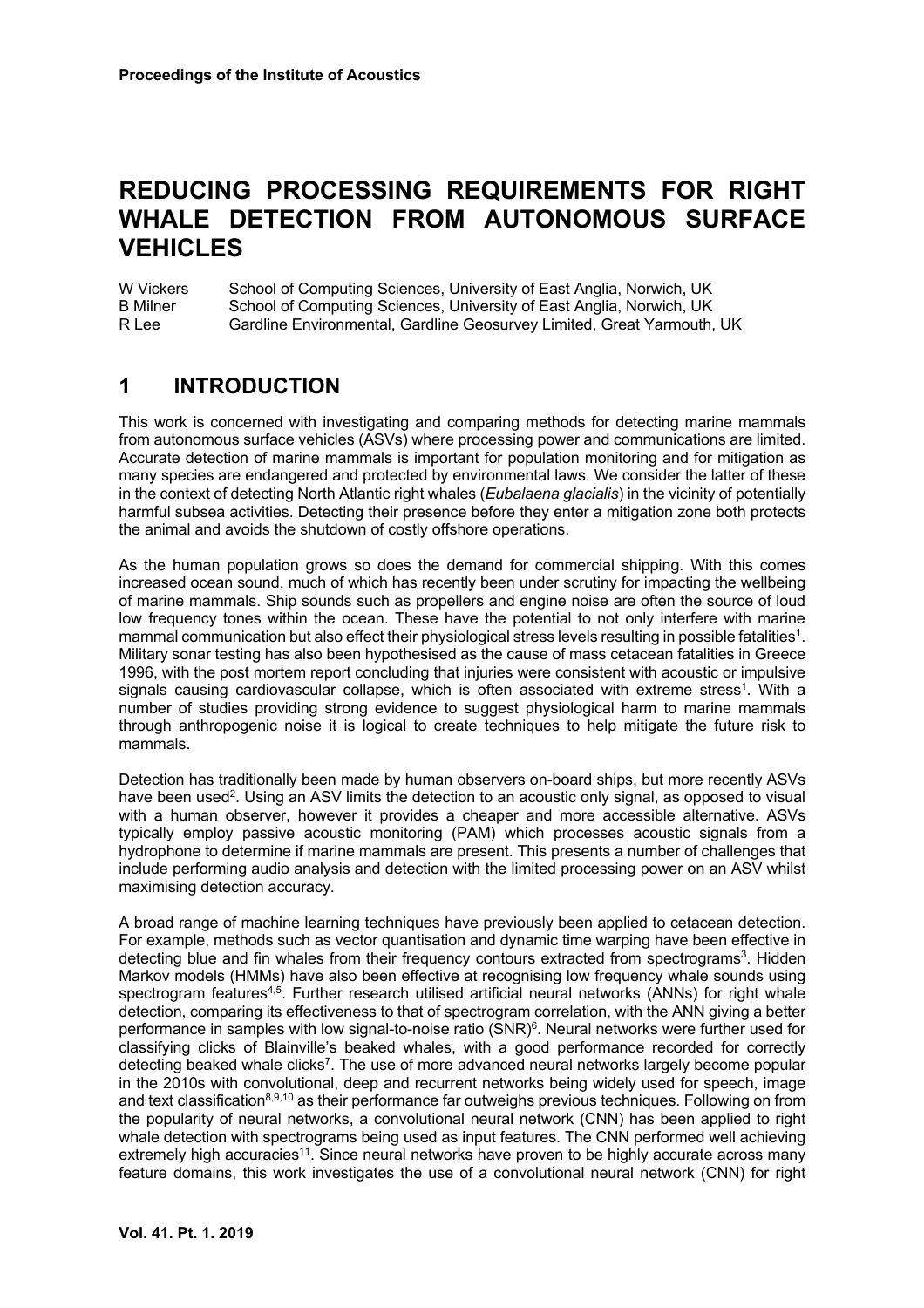# REDUCING PROCESSING REQUIREMENTS FOR RIGHT WHALE DETECTION FROM AUTONOMOUS SURFACE VEHICLES

W Vickers School of Computing Sciences, University of East Anglia, Norwich, UK
B Milner School of Computing Sciences, University of East Anglia, Norwich, UK
R Lee Gardline Environmental, Gardline Geosurvey Limited, Great Yarmouth, UK

## 1 INTRODUCTION

This work is concerned with investigating and comparing methods for detecting marine mammals from autonomous surface vehicles (ASVs) where processing power and communications are limited. Accurate detection of marine mammals is important for population monitoring and for mitigation as many species are endangered and protected by environmental laws. We consider the latter of these in the context of detecting North Atlantic right whales (*Eubalaena glacialis*) in the vicinity of potentially harmful subsea activities. Detecting their presence before they enter a mitigation zone both protects the animal and avoids the shutdown of costly offshore operations.

As the human population grows so does the demand for commercial shipping. With this comes increased ocean sound, much of which has recently been under scrutiny for impacting the wellbeing of marine mammals. Ship sounds such as propellers and engine noise are often the source of loud low frequency tones within the ocean. These have the potential to not only interfere with marine mammal communication but also effect their physiological stress levels resulting in possible fatalities[1]. Military sonar testing has also been hypothesised as the cause of mass cetacean fatalities in Greece 1996, with the post mortem report concluding that injuries were consistent with acoustic or impulsive signals causing cardiovascular collapse, which is often associated with extreme stress[1]. With a number of studies providing strong evidence to suggest physiological harm to marine mammals through anthropogenic noise it is logical to create techniques to help mitigate the future risk to mammals.

Detection has traditionally been made by human observers on-board ships, but more recently ASVs have been used[2]. Using an ASV limits the detection to an acoustic only signal, as opposed to visual with a human observer, however it provides a cheaper and more accessible alternative. ASVs typically employ passive acoustic monitoring (PAM) which processes acoustic signals from a hydrophone to determine if marine mammals are present. This presents a number of challenges that include performing audio analysis and detection with the limited processing power on an ASV whilst maximising detection accuracy.

A broad range of machine learning techniques have previously been applied to cetacean detection. For example, methods such as vector quantisation and dynamic time warping have been effective in detecting blue and fin whales from their frequency contours extracted from spectrograms[3]. Hidden Markov models (HMMs) have also been effective at recognising low frequency whale sounds using spectrogram features[4,5]. Further research utilised artificial neural networks (ANNs) for right whale detection, comparing its effectiveness to that of spectrogram correlation, with the ANN giving a better performance in samples with low signal-to-noise ratio (SNR)[6]. Neural networks were further used for classifying clicks of Blainville's beaked whales, with a good performance recorded for correctly detecting beaked whale clicks[7]. The use of more advanced neural networks largely become popular in the 2010s with convolutional, deep and recurrent networks being widely used for speech, image and text classification[8,9,10] as their performance far outweighs previous techniques. Following on from the popularity of neural networks, a convolutional neural network (CNN) has been applied to right whale detection with spectrograms being used as input features. The CNN performed well achieving extremely high accuracies[11]. Since neural networks have proven to be highly accurate across many feature domains, this work investigates the use of a convolutional neural network (CNN) for right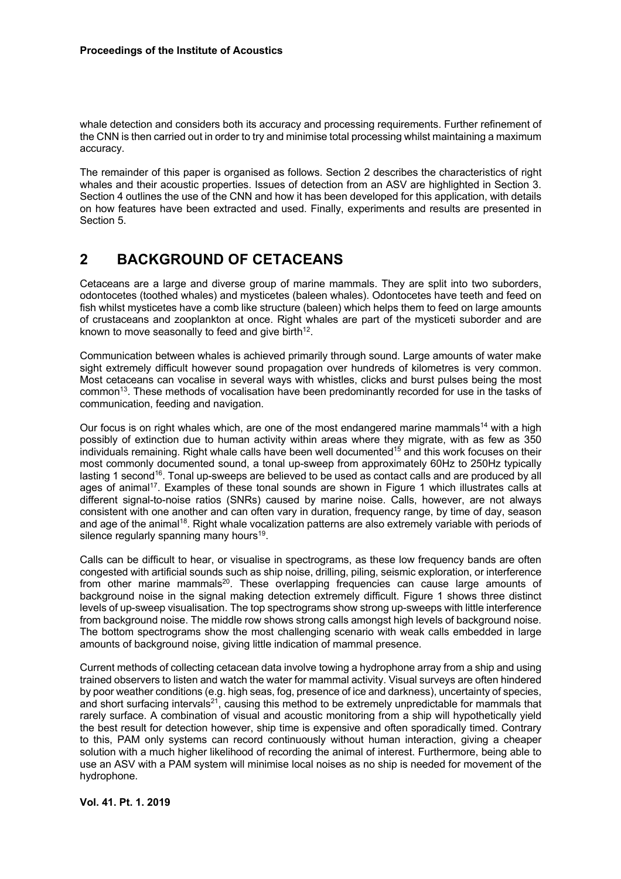whale detection and considers both its accuracy and processing requirements. Further refinement of the CNN is then carried out in order to try and minimise total processing whilst maintaining a maximum accuracy.

The remainder of this paper is organised as follows. Section 2 describes the characteristics of right whales and their acoustic properties. Issues of detection from an ASV are highlighted in Section 3. Section 4 outlines the use of the CNN and how it has been developed for this application, with details on how features have been extracted and used. Finally, experiments and results are presented in Section 5.

## 2 BACKGROUND OF CETACEANS

Cetaceans are a large and diverse group of marine mammals. They are split into two suborders, odontocetes (toothed whales) and mysticetes (baleen whales). Odontocetes have teeth and feed on fish whilst mysticetes have a comb like structure (baleen) which helps them to feed on large amounts of crustaceans and zooplankton at once. Right whales are part of the mysticeti suborder and are known to move seasonally to feed and give birth[12].

Communication between whales is achieved primarily through sound. Large amounts of water make sight extremely difficult however sound propagation over hundreds of kilometres is very common. Most cetaceans can vocalise in several ways with whistles, clicks and burst pulses being the most common[13]. These methods of vocalisation have been predominantly recorded for use in the tasks of communication, feeding and navigation.

Our focus is on right whales which, are one of the most endangered marine mammals[14] with a high possibly of extinction due to human activity within areas where they migrate, with as few as 350 individuals remaining. Right whale calls have been well documented[15] and this work focuses on their most commonly documented sound, a tonal up-sweep from approximately 60Hz to 250Hz typically lasting 1 second[16]. Tonal up-sweeps are believed to be used as contact calls and are produced by all ages of animal[17]. Examples of these tonal sounds are shown in Figure 1 which illustrates calls at different signal-to-noise ratios (SNRs) caused by marine noise. Calls, however, are not always consistent with one another and can often vary in duration, frequency range, by time of day, season and age of the animal[18]. Right whale vocalization patterns are also extremely variable with periods of silence regularly spanning many hours[19].

Calls can be difficult to hear, or visualise in spectrograms, as these low frequency bands are often congested with artificial sounds such as ship noise, drilling, piling, seismic exploration, or interference from other marine mammals[20]. These overlapping frequencies can cause large amounts of background noise in the signal making detection extremely difficult. Figure 1 shows three distinct levels of up-sweep visualisation. The top spectrograms show strong up-sweeps with little interference from background noise. The middle row shows strong calls amongst high levels of background noise. The bottom spectrograms show the most challenging scenario with weak calls embedded in large amounts of background noise, giving little indication of mammal presence.

Current methods of collecting cetacean data involve towing a hydrophone array from a ship and using trained observers to listen and watch the water for mammal activity. Visual surveys are often hindered by poor weather conditions (e.g. high seas, fog, presence of ice and darkness), uncertainty of species, and short surfacing intervals[21], causing this method to be extremely unpredictable for mammals that rarely surface. A combination of visual and acoustic monitoring from a ship will hypothetically yield the best result for detection however, ship time is expensive and often sporadically timed. Contrary to this, PAM only systems can record continuously without human interaction, giving a cheaper solution with a much higher likelihood of recording the animal of interest. Furthermore, being able to use an ASV with a PAM system will minimise local noises as no ship is needed for movement of the hydrophone.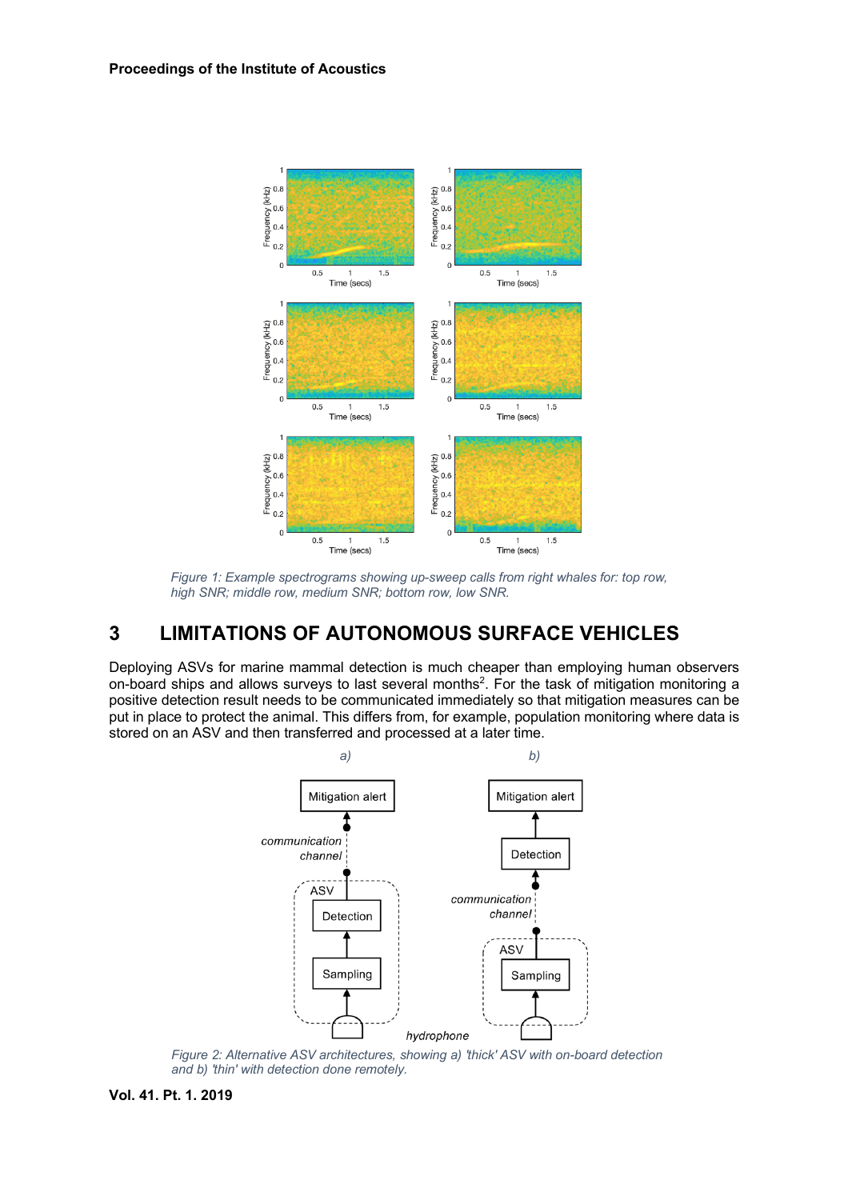Figure 1: Example spectrograms showing up-sweep calls from right whales for: top row, high SNR; middle row, medium SNR; bottom row, low SNR.

# 3 LIMITATIONS OF AUTONOMOUS SURFACE VEHICLES

Deploying ASVs for marine mammal detection is much cheaper than employing human observers on-board ships and allows surveys to last several months[2]. For the task of mitigation monitoring a positive detection result needs to be communicated immediately so that mitigation measures can be put in place to protect the animal. This differs from, for example, population monitoring where data is stored on an ASV and then transferred and processed at a later time.

Figure 2: Alternative ASV architectures, showing a) 'thick' ASV with on-board detection and b) 'thin' with detection done remotely.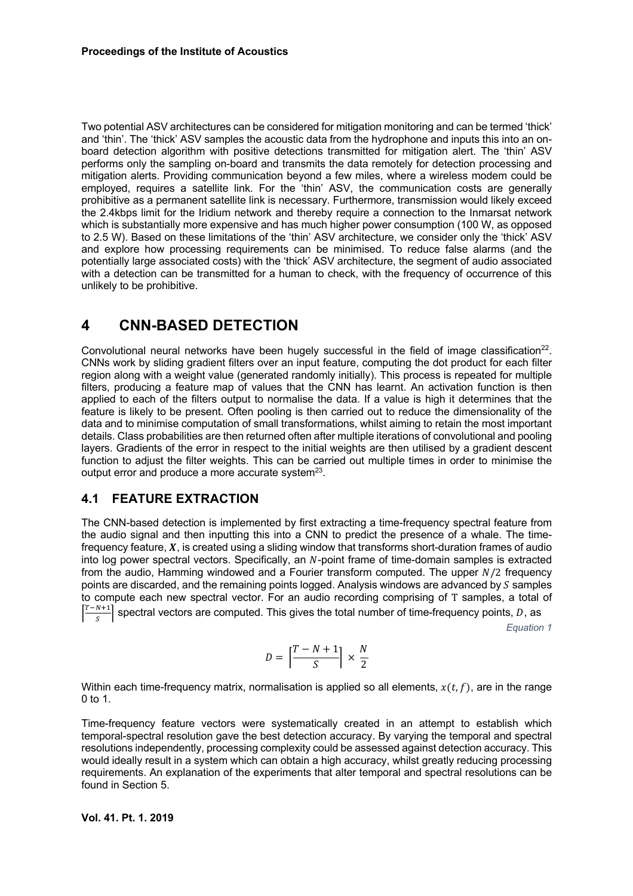Two potential ASV architectures can be considered for mitigation monitoring and can be termed 'thick' and 'thin'. The 'thick' ASV samples the acoustic data from the hydrophone and inputs this into an on-board detection algorithm with positive detections transmitted for mitigation alert. The 'thin' ASV performs only the sampling on-board and transmits the data remotely for detection processing and mitigation alerts. Providing communication beyond a few miles, where a wireless modem could be employed, requires a satellite link. For the 'thin' ASV, the communication costs are generally prohibitive as a permanent satellite link is necessary. Furthermore, transmission would likely exceed the 2.4kbps limit for the Iridium network and thereby require a connection to the Inmarsat network which is substantially more expensive and has much higher power consumption (100 W, as opposed to 2.5 W). Based on these limitations of the 'thin' ASV architecture, we consider only the 'thick' ASV and explore how processing requirements can be minimised. To reduce false alarms (and the potentially large associated costs) with the 'thick' ASV architecture, the segment of audio associated with a detection can be transmitted for a human to check, with the frequency of occurrence of this unlikely to be prohibitive.

# 4 CNN-BASED DETECTION

Convolutional neural networks have been hugely successful in the field of image classification[22]. CNNs work by sliding gradient filters over an input feature, computing the dot product for each filter region along with a weight value (generated randomly initially). This process is repeated for multiple filters, producing a feature map of values that the CNN has learnt. An activation function is then applied to each of the filters output to normalise the data. If a value is high it determines that the feature is likely to be present. Often pooling is then carried out to reduce the dimensionality of the data and to minimise computation of small transformations, whilst aiming to retain the most important details. Class probabilities are then returned often after multiple iterations of convolutional and pooling layers. Gradients of the error in respect to the initial weights are then utilised by a gradient descent function to adjust the filter weights. This can be carried out multiple times in order to minimise the output error and produce a more accurate system[23].

## 4.1 FEATURE EXTRACTION

The CNN-based detection is implemented by first extracting a time-frequency spectral feature from the audio signal and then inputting this into a CNN to predict the presence of a whale. The time-frequency feature, $\boldsymbol{X}$, is created using a sliding window that transforms short-duration frames of audio into log power spectral vectors. Specifically, an $N$-point frame of time-domain samples is extracted from the audio, Hamming windowed and a Fourier transform computed. The upper $N/2$ frequency points are discarded, and the remaining points logged. Analysis windows are advanced by $S$ samples to compute each new spectral vector. For an audio recording comprising of $\mathrm{T}$ samples, a total of $\left\lceil \frac{T-N+1}{S} \right\rceil$ spectral vectors are computed. This gives the total number of time-frequency points, $D$, as

*Equation 1*

$$D = \left\lceil \frac{T-N+1}{S} \right\rceil \times \frac{N}{2}$$

Within each time-frequency matrix, normalisation is applied so all elements, $x(t,f)$, are in the range 0 to 1.

Time-frequency feature vectors were systematically created in an attempt to establish which temporal-spectral resolution gave the best detection accuracy. By varying the temporal and spectral resolutions independently, processing complexity could be assessed against detection accuracy. This would ideally result in a system which can obtain a high accuracy, whilst greatly reducing processing requirements. An explanation of the experiments that alter temporal and spectral resolutions can be found in Section 5.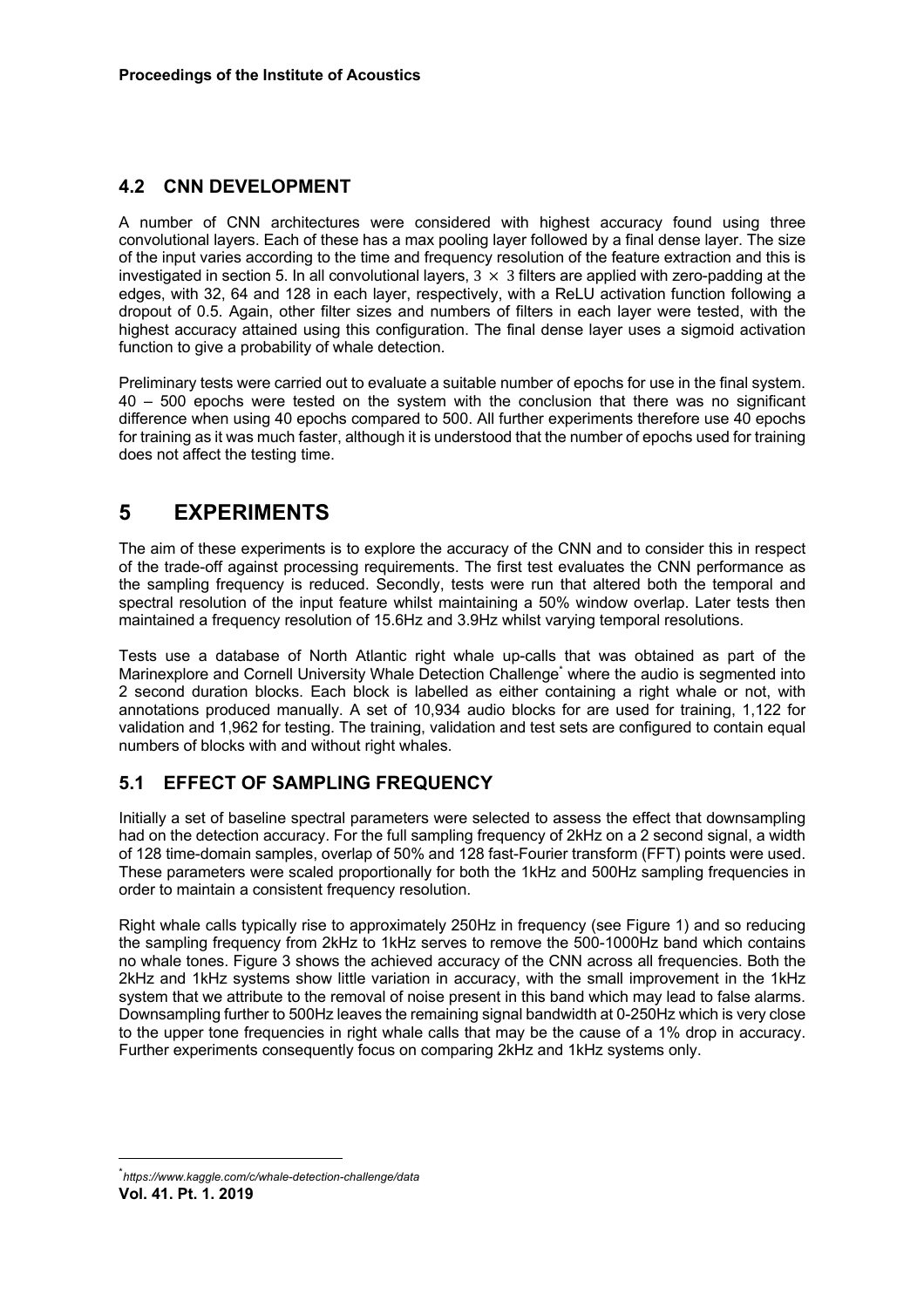## 4.2 CNN DEVELOPMENT

A number of CNN architectures were considered with highest accuracy found using three convolutional layers. Each of these has a max pooling layer followed by a final dense layer. The size of the input varies according to the time and frequency resolution of the feature extraction and this is investigated in section 5. In all convolutional layers, $3 \times 3$ filters are applied with zero-padding at the edges, with 32, 64 and 128 in each layer, respectively, with a ReLU activation function following a dropout of 0.5. Again, other filter sizes and numbers of filters in each layer were tested, with the highest accuracy attained using this configuration. The final dense layer uses a sigmoid activation function to give a probability of whale detection.

Preliminary tests were carried out to evaluate a suitable number of epochs for use in the final system. 40 – 500 epochs were tested on the system with the conclusion that there was no significant difference when using 40 epochs compared to 500. All further experiments therefore use 40 epochs for training as it was much faster, although it is understood that the number of epochs used for training does not affect the testing time.

# 5 EXPERIMENTS

The aim of these experiments is to explore the accuracy of the CNN and to consider this in respect of the trade-off against processing requirements. The first test evaluates the CNN performance as the sampling frequency is reduced. Secondly, tests were run that altered both the temporal and spectral resolution of the input feature whilst maintaining a 50% window overlap. Later tests then maintained a frequency resolution of 15.6Hz and 3.9Hz whilst varying temporal resolutions.

Tests use a database of North Atlantic right whale up-calls that was obtained as part of the Marinexplore and Cornell University Whale Detection Challenge* where the audio is segmented into 2 second duration blocks. Each block is labelled as either containing a right whale or not, with annotations produced manually. A set of 10,934 audio blocks for are used for training, 1,122 for validation and 1,962 for testing. The training, validation and test sets are configured to contain equal numbers of blocks with and without right whales.

## 5.1 EFFECT OF SAMPLING FREQUENCY

Initially a set of baseline spectral parameters were selected to assess the effect that downsampling had on the detection accuracy. For the full sampling frequency of 2kHz on a 2 second signal, a width of 128 time-domain samples, overlap of 50% and 128 fast-Fourier transform (FFT) points were used. These parameters were scaled proportionally for both the 1kHz and 500Hz sampling frequencies in order to maintain a consistent frequency resolution.

Right whale calls typically rise to approximately 250Hz in frequency (see Figure 1) and so reducing the sampling frequency from 2kHz to 1kHz serves to remove the 500-1000Hz band which contains no whale tones. Figure 3 shows the achieved accuracy of the CNN across all frequencies. Both the 2kHz and 1kHz systems show little variation in accuracy, with the small improvement in the 1kHz system that we attribute to the removal of noise present in this band which may lead to false alarms. Downsampling further to 500Hz leaves the remaining signal bandwidth at 0-250Hz which is very close to the upper tone frequencies in right whale calls that may be the cause of a 1% drop in accuracy. Further experiments consequently focus on comparing 2kHz and 1kHz systems only.

* *https://www.kaggle.com/c/whale-detection-challenge/data*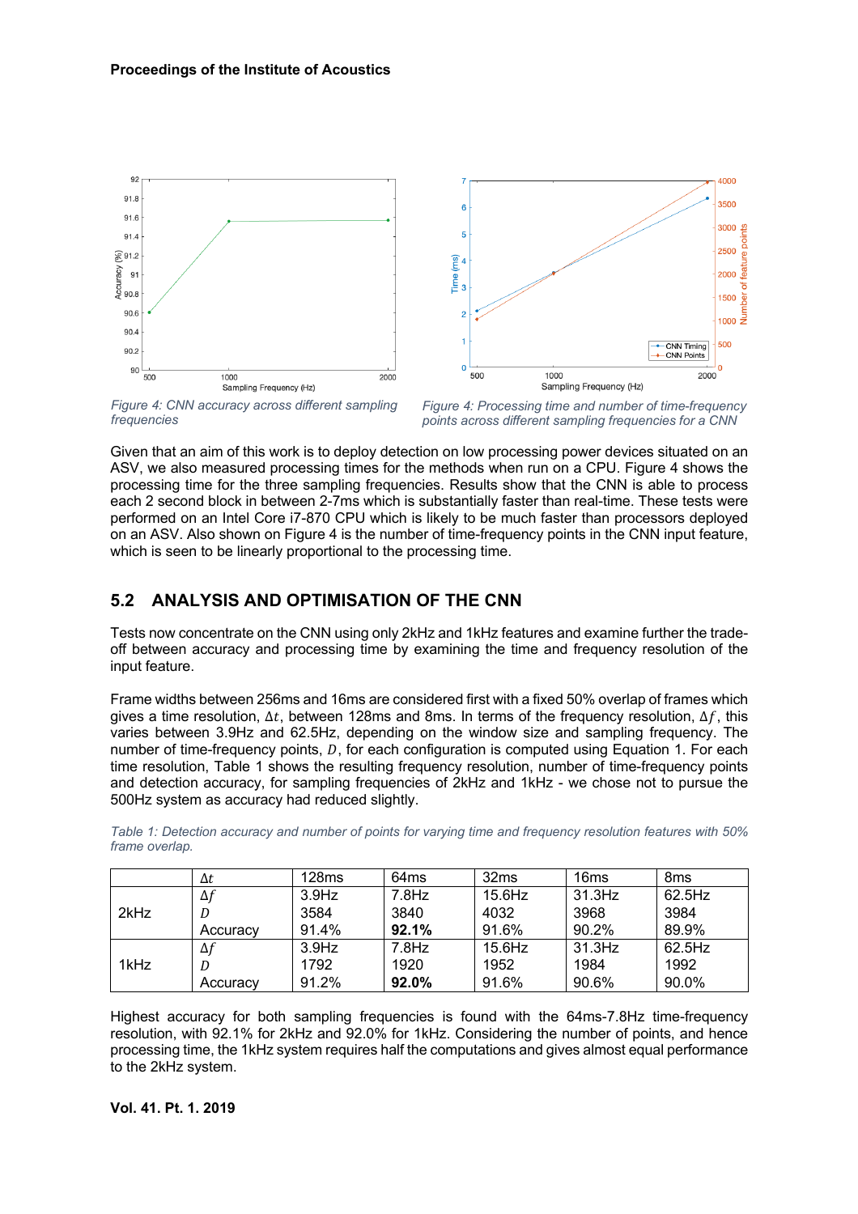*Figure 4: CNN accuracy across different sampling frequencies*

*Figure 4: Processing time and number of time-frequency points across different sampling frequencies for a CNN*

Given that an aim of this work is to deploy detection on low processing power devices situated on an ASV, we also measured processing times for the methods when run on a CPU. Figure 4 shows the processing time for the three sampling frequencies. Results show that the CNN is able to process each 2 second block in between 2-7ms which is substantially faster than real-time. These tests were performed on an Intel Core i7-870 CPU which is likely to be much faster than processors deployed on an ASV. Also shown on Figure 4 is the number of time-frequency points in the CNN input feature, which is seen to be linearly proportional to the processing time.

## 5.2 ANALYSIS AND OPTIMISATION OF THE CNN

Tests now concentrate on the CNN using only 2kHz and 1kHz features and examine further the trade-off between accuracy and processing time by examining the time and frequency resolution of the input feature.

Frame widths between 256ms and 16ms are considered first with a fixed 50% overlap of frames which gives a time resolution, $\Delta t$, between 128ms and 8ms. In terms of the frequency resolution, $\Delta f$, this varies between 3.9Hz and 62.5Hz, depending on the window size and sampling frequency. The number of time-frequency points, $D$, for each configuration is computed using Equation 1. For each time resolution, Table 1 shows the resulting frequency resolution, number of time-frequency points and detection accuracy, for sampling frequencies of 2kHz and 1kHz - we chose not to pursue the 500Hz system as accuracy had reduced slightly.

*Table 1: Detection accuracy and number of points for varying time and frequency resolution features with 50% frame overlap.*

| | $\Delta t$ | 128ms | 64ms | 32ms | 16ms | 8ms |
|---|---|---|---|---|---|---|
| 2kHz | $\Delta f$ | 3.9Hz | 7.8Hz | 15.6Hz | 31.3Hz | 62.5Hz |
| | $D$ | 3584 | 3840 | 4032 | 3968 | 3984 |
| | Accuracy | 91.4% | **92.1%** | 91.6% | 90.2% | 89.9% |
| 1kHz | $\Delta f$ | 3.9Hz | 7.8Hz | 15.6Hz | 31.3Hz | 62.5Hz |
| | $D$ | 1792 | 1920 | 1952 | 1984 | 1992 |
| | Accuracy | 91.2% | **92.0%** | 91.6% | 90.6% | 90.0% |

Highest accuracy for both sampling frequencies is found with the 64ms-7.8Hz time-frequency resolution, with 92.1% for 2kHz and 92.0% for 1kHz. Considering the number of points, and hence processing time, the 1kHz system requires half the computations and gives almost equal performance to the 2kHz system.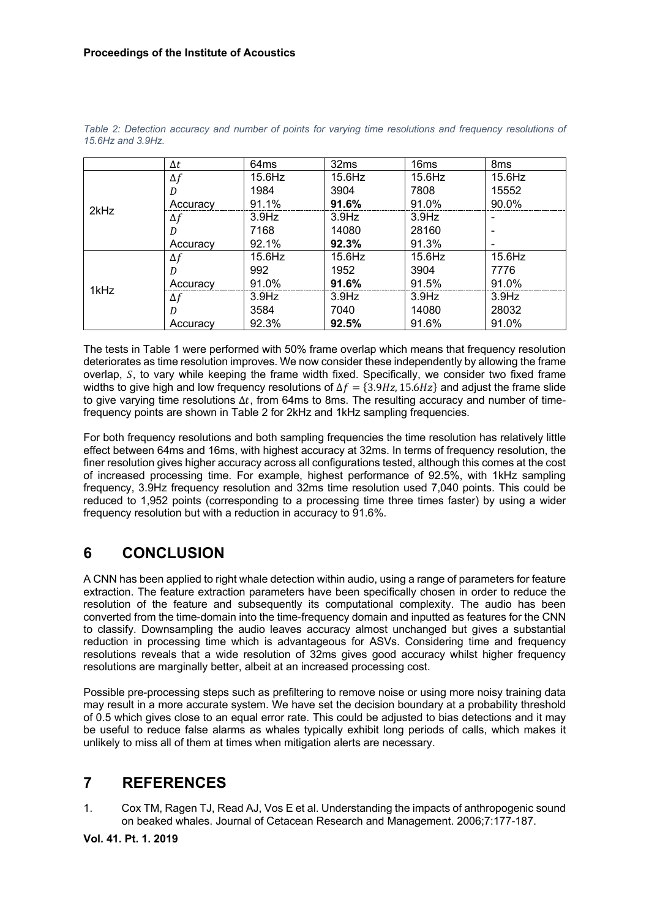*Table 2: Detection accuracy and number of points for varying time resolutions and frequency resolutions of 15.6Hz and 3.9Hz.*

| | $\Delta t$ | 64ms | 32ms | 16ms | 8ms |
|---|---|---|---|---|---|
| 2kHz | $\Delta f$ | 15.6Hz | 15.6Hz | 15.6Hz | 15.6Hz |
| | $D$ | 1984 | 3904 | 7808 | 15552 |
| | Accuracy | 91.1% | **91.6%** | 91.0% | 90.0% |
| | $\Delta f$ | 3.9Hz | 3.9Hz | 3.9Hz | - |
| | $D$ | 7168 | 14080 | 28160 | - |
| | Accuracy | 92.1% | **92.3%** | 91.3% | - |
| 1kHz | $\Delta f$ | 15.6Hz | 15.6Hz | 15.6Hz | 15.6Hz |
| | $D$ | 992 | 1952 | 3904 | 7776 |
| | Accuracy | 91.0% | **91.6%** | 91.5% | 91.0% |
| | $\Delta f$ | 3.9Hz | 3.9Hz | 3.9Hz | 3.9Hz |
| | $D$ | 3584 | 7040 | 14080 | 28032 |
| | Accuracy | 92.3% | **92.5%** | 91.6% | 91.0% |

The tests in Table 1 were performed with 50% frame overlap which means that frequency resolution deteriorates as time resolution improves. We now consider these independently by allowing the frame overlap, $S$, to vary while keeping the frame width fixed. Specifically, we consider two fixed frame widths to give high and low frequency resolutions of $\Delta f = \{3.9Hz, 15.6Hz\}$ and adjust the frame slide to give varying time resolutions $\Delta t$, from 64ms to 8ms. The resulting accuracy and number of time-frequency points are shown in Table 2 for 2kHz and 1kHz sampling frequencies.

For both frequency resolutions and both sampling frequencies the time resolution has relatively little effect between 64ms and 16ms, with highest accuracy at 32ms. In terms of frequency resolution, the finer resolution gives higher accuracy across all configurations tested, although this comes at the cost of increased processing time. For example, highest performance of 92.5%, with 1kHz sampling frequency, 3.9Hz frequency resolution and 32ms time resolution used 7,040 points. This could be reduced to 1,952 points (corresponding to a processing time three times faster) by using a wider frequency resolution but with a reduction in accuracy to 91.6%.

## 6 CONCLUSION

A CNN has been applied to right whale detection within audio, using a range of parameters for feature extraction. The feature extraction parameters have been specifically chosen in order to reduce the resolution of the feature and subsequently its computational complexity. The audio has been converted from the time-domain into the time-frequency domain and inputted as features for the CNN to classify. Downsampling the audio leaves accuracy almost unchanged but gives a substantial reduction in processing time which is advantageous for ASVs. Considering time and frequency resolutions reveals that a wide resolution of 32ms gives good accuracy whilst higher frequency resolutions are marginally better, albeit at an increased processing cost.

Possible pre-processing steps such as prefiltering to remove noise or using more noisy training data may result in a more accurate system. We have set the decision boundary at a probability threshold of 0.5 which gives close to an equal error rate. This could be adjusted to bias detections and it may be useful to reduce false alarms as whales typically exhibit long periods of calls, which makes it unlikely to miss all of them at times when mitigation alerts are necessary.

## 7 REFERENCES

1. Cox TM, Ragen TJ, Read AJ, Vos E et al. Understanding the impacts of anthropogenic sound on beaked whales. Journal of Cetacean Research and Management. 2006;7:177-187.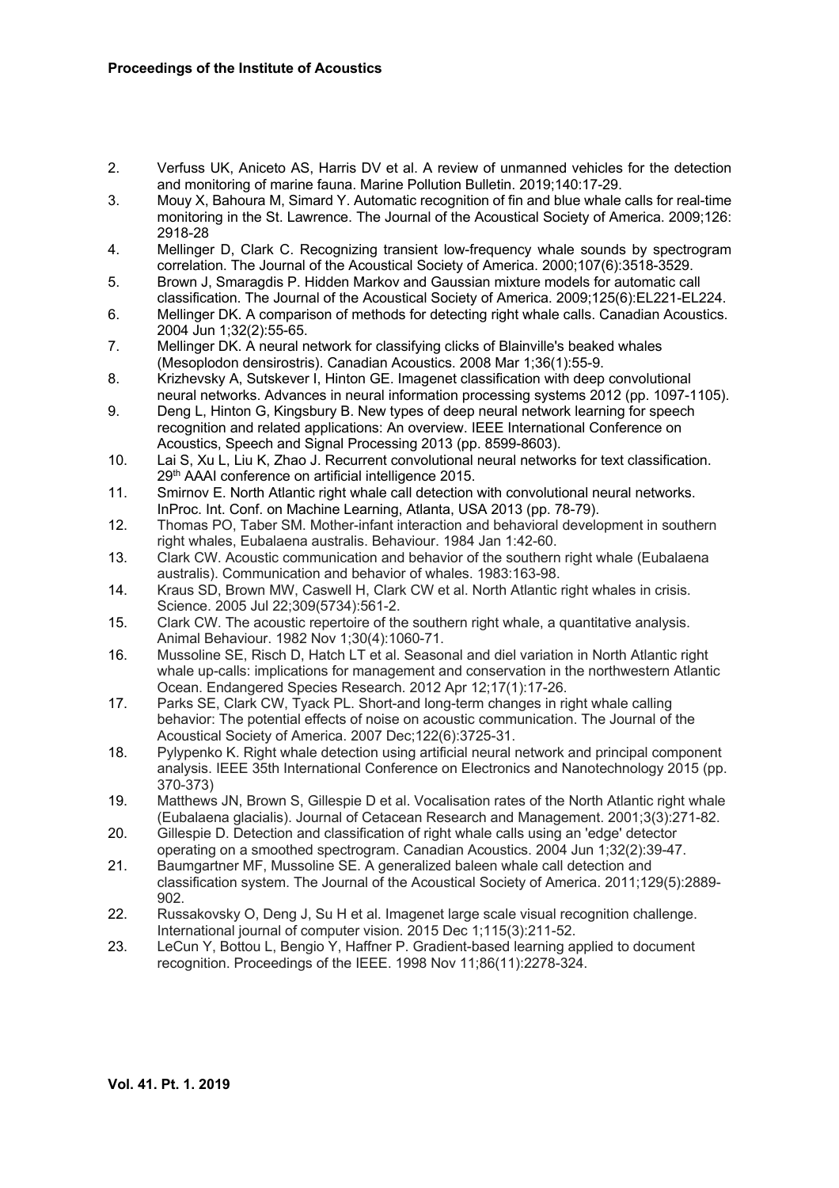2. Verfuss UK, Aniceto AS, Harris DV et al. A review of unmanned vehicles for the detection and monitoring of marine fauna. Marine Pollution Bulletin. 2019;140:17-29.
3. Mouy X, Bahoura M, Simard Y. Automatic recognition of fin and blue whale calls for real-time monitoring in the St. Lawrence. The Journal of the Acoustical Society of America. 2009;126: 2918-28
4. Mellinger D, Clark C. Recognizing transient low-frequency whale sounds by spectrogram correlation. The Journal of the Acoustical Society of America. 2000;107(6):3518-3529.
5. Brown J, Smaragdis P. Hidden Markov and Gaussian mixture models for automatic call classification. The Journal of the Acoustical Society of America. 2009;125(6):EL221-EL224.
6. Mellinger DK. A comparison of methods for detecting right whale calls. Canadian Acoustics. 2004 Jun 1;32(2):55-65.
7. Mellinger DK. A neural network for classifying clicks of Blainville's beaked whales (Mesoplodon densirostris). Canadian Acoustics. 2008 Mar 1;36(1):55-9.
8. Krizhevsky A, Sutskever I, Hinton GE. Imagenet classification with deep convolutional neural networks. Advances in neural information processing systems 2012 (pp. 1097-1105).
9. Deng L, Hinton G, Kingsbury B. New types of deep neural network learning for speech recognition and related applications: An overview. IEEE International Conference on Acoustics, Speech and Signal Processing 2013 (pp. 8599-8603).
10. Lai S, Xu L, Liu K, Zhao J. Recurrent convolutional neural networks for text classification. 29th AAAI conference on artificial intelligence 2015.
11. Smirnov E. North Atlantic right whale call detection with convolutional neural networks. InProc. Int. Conf. on Machine Learning, Atlanta, USA 2013 (pp. 78-79).
12. Thomas PO, Taber SM. Mother-infant interaction and behavioral development in southern right whales, Eubalaena australis. Behaviour. 1984 Jan 1:42-60.
13. Clark CW. Acoustic communication and behavior of the southern right whale (Eubalaena australis). Communication and behavior of whales. 1983:163-98.
14. Kraus SD, Brown MW, Caswell H, Clark CW et al. North Atlantic right whales in crisis. Science. 2005 Jul 22;309(5734):561-2.
15. Clark CW. The acoustic repertoire of the southern right whale, a quantitative analysis. Animal Behaviour. 1982 Nov 1;30(4):1060-71.
16. Mussoline SE, Risch D, Hatch LT et al. Seasonal and diel variation in North Atlantic right whale up-calls: implications for management and conservation in the northwestern Atlantic Ocean. Endangered Species Research. 2012 Apr 12;17(1):17-26.
17. Parks SE, Clark CW, Tyack PL. Short-and long-term changes in right whale calling behavior: The potential effects of noise on acoustic communication. The Journal of the Acoustical Society of America. 2007 Dec;122(6):3725-31.
18. Pylypenko K. Right whale detection using artificial neural network and principal component analysis. IEEE 35th International Conference on Electronics and Nanotechnology 2015 (pp. 370-373)
19. Matthews JN, Brown S, Gillespie D et al. Vocalisation rates of the North Atlantic right whale (Eubalaena glacialis). Journal of Cetacean Research and Management. 2001;3(3):271-82.
20. Gillespie D. Detection and classification of right whale calls using an 'edge' detector operating on a smoothed spectrogram. Canadian Acoustics. 2004 Jun 1;32(2):39-47.
21. Baumgartner MF, Mussoline SE. A generalized baleen whale call detection and classification system. The Journal of the Acoustical Society of America. 2011;129(5):2889-902.
22. Russakovsky O, Deng J, Su H et al. Imagenet large scale visual recognition challenge. International journal of computer vision. 2015 Dec 1;115(3):211-52.
23. LeCun Y, Bottou L, Bengio Y, Haffner P. Gradient-based learning applied to document recognition. Proceedings of the IEEE. 1998 Nov 11;86(11):2278-324.